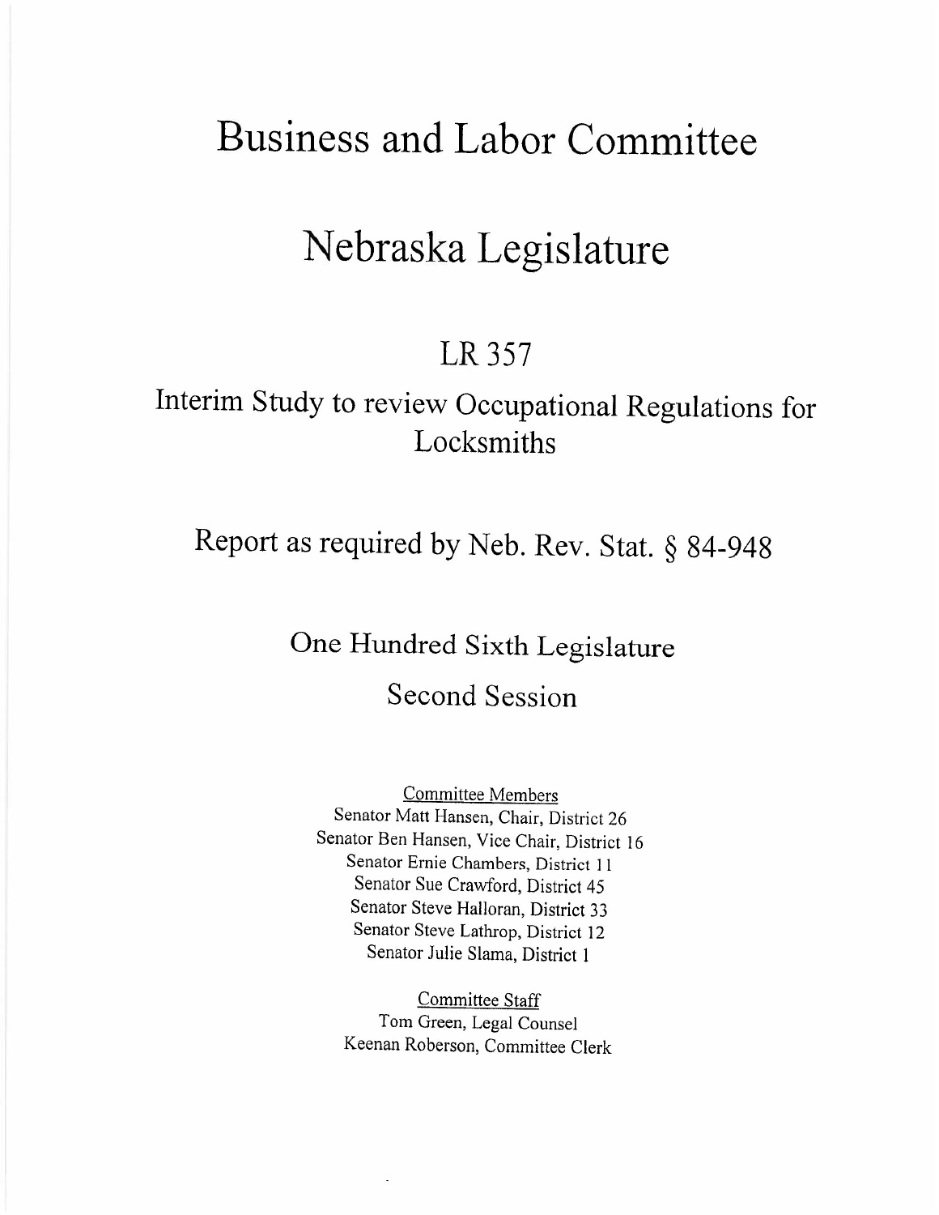# Business and Labor Committee

# Nebraska Legislature

## LR 357

## Interim Study to review Occupational Regulations for Locksmiths

## Report as required by Neb. Rev. Stat. § 84-948

## One Hundred Sixth Legislature

## Second Session

Committee Members
Senator Matt Hansen, Chair, District 26
Senator Ben Hansen, Vice Chair, District 16
Senator Ernie Chambers, District 11
Senator Sue Crawford, District 45
Senator Steve Halloran, District 33
Senator Steve Lathrop, District 12
Senator Julie Slama, District 1

Committee Staff
Tom Green, Legal Counsel
Keenan Roberson, Committee Clerk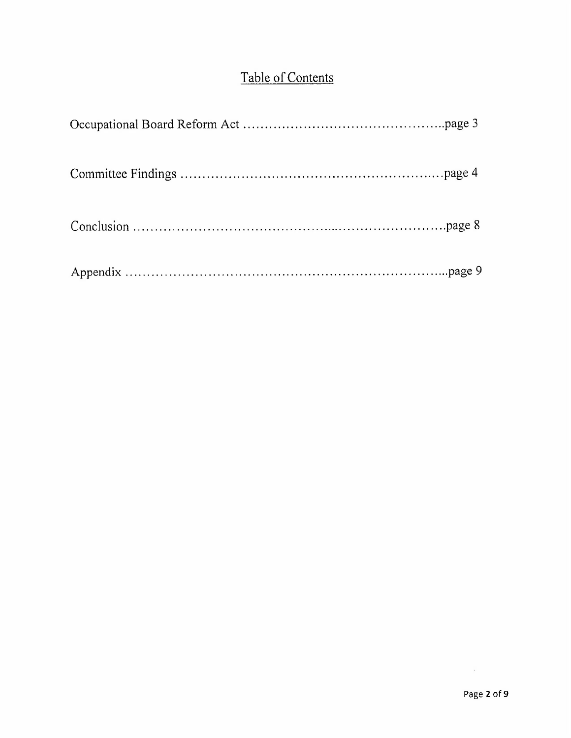# Table of Contents

Occupational Board Reform Act ..........................................page 3

Committee Findings ..........................................page 4

Conclusion ..........................................page 8

Appendix ..........................................page 9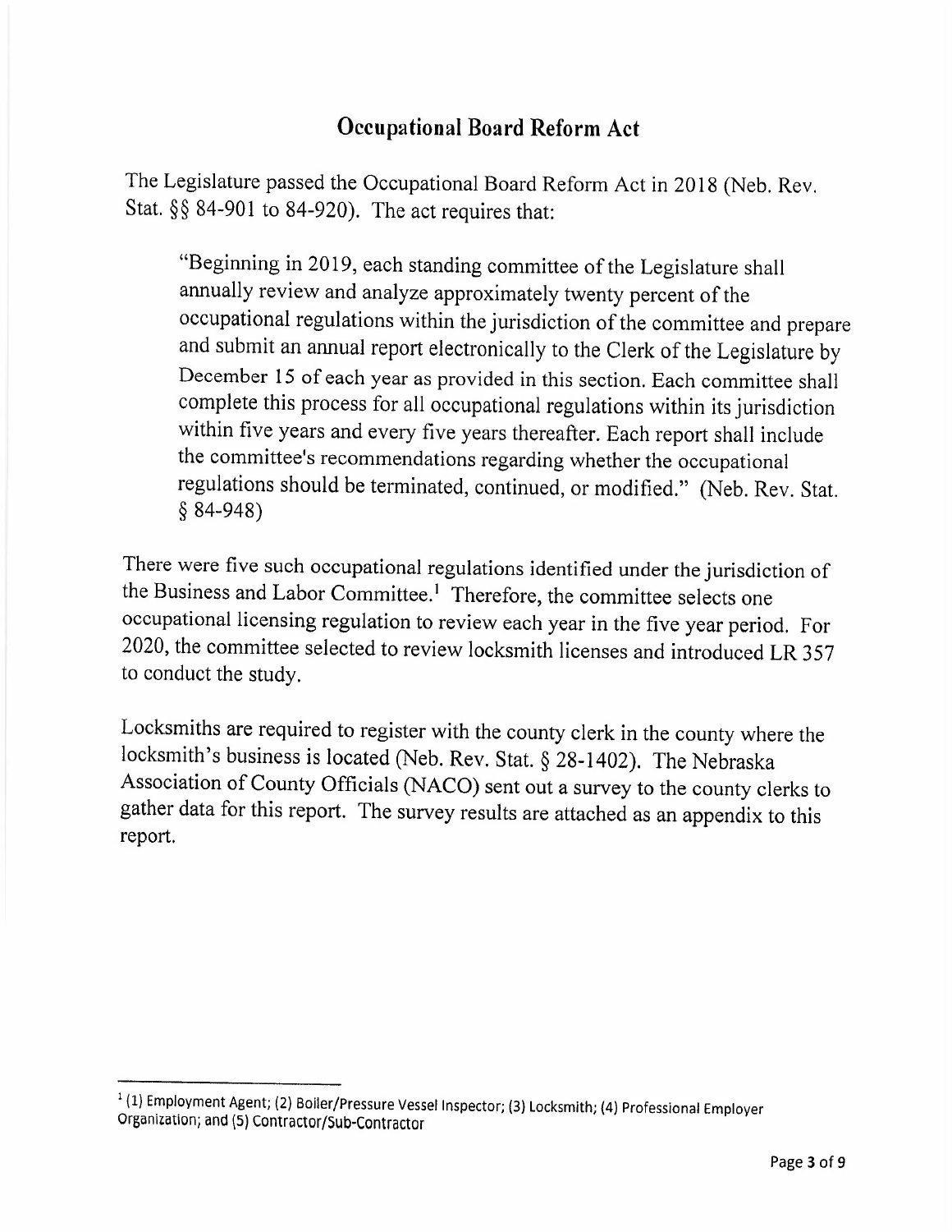## Occupational Board Reform Act

The Legislature passed the Occupational Board Reform Act in 2018 (Neb. Rev. Stat. §§ 84-901 to 84-920). The act requires that:

> "Beginning in 2019, each standing committee of the Legislature shall annually review and analyze approximately twenty percent of the occupational regulations within the jurisdiction of the committee and prepare and submit an annual report electronically to the Clerk of the Legislature by December 15 of each year as provided in this section. Each committee shall complete this process for all occupational regulations within its jurisdiction within five years and every five years thereafter. Each report shall include the committee's recommendations regarding whether the occupational regulations should be terminated, continued, or modified." (Neb. Rev. Stat. § 84-948)

There were five such occupational regulations identified under the jurisdiction of the Business and Labor Committee.[1] Therefore, the committee selects one occupational licensing regulation to review each year in the five year period. For 2020, the committee selected to review locksmith licenses and introduced LR 357 to conduct the study.

Locksmiths are required to register with the county clerk in the county where the locksmith's business is located (Neb. Rev. Stat. § 28-1402). The Nebraska Association of County Officials (NACO) sent out a survey to the county clerks to gather data for this report. The survey results are attached as an appendix to this report.

---

[1] (1) Employment Agent; (2) Boiler/Pressure Vessel Inspector; (3) Locksmith; (4) Professional Employer Organization; and (5) Contractor/Sub-Contractor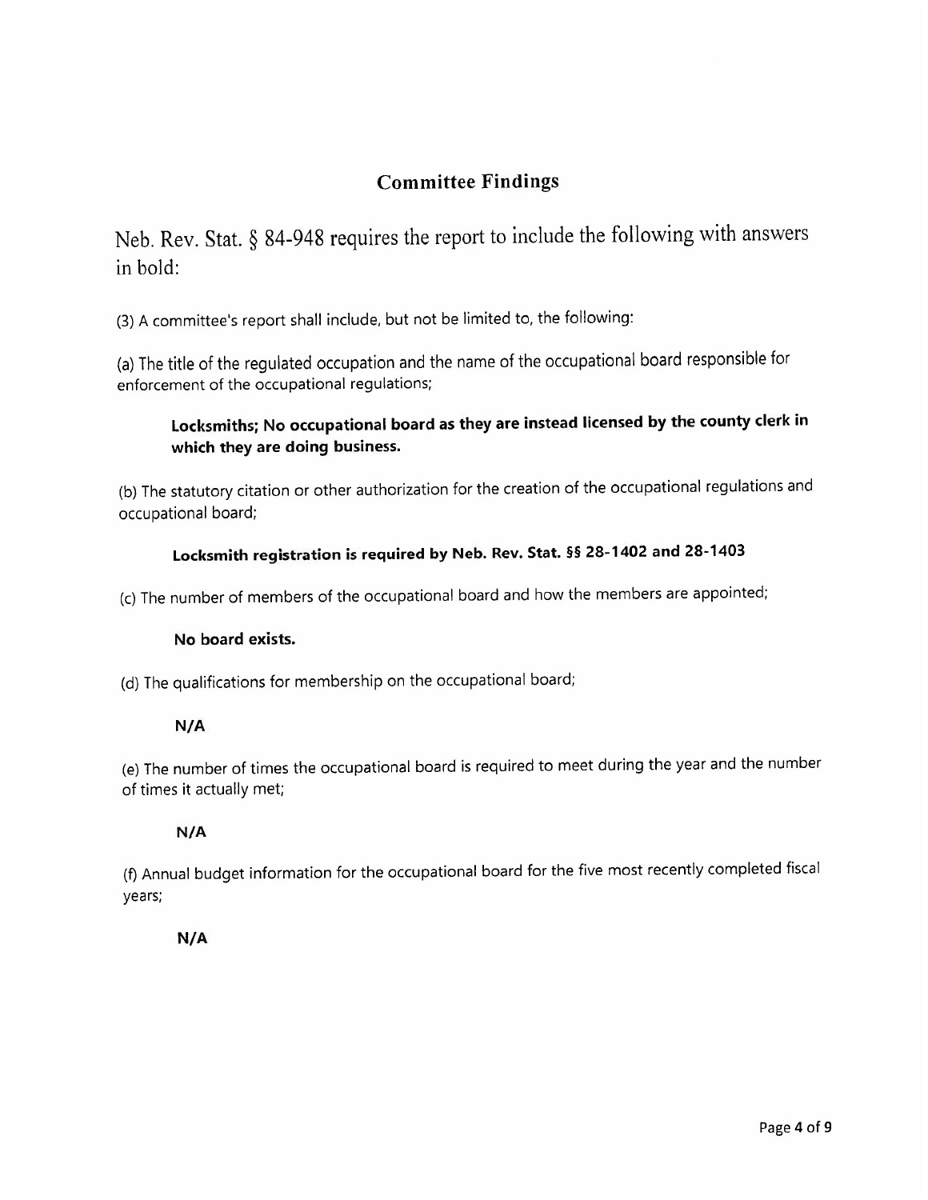## Committee Findings

Neb. Rev. Stat. § 84-948 requires the report to include the following with answers in bold:

(3) A committee's report shall include, but not be limited to, the following:

(a) The title of the regulated occupation and the name of the occupational board responsible for enforcement of the occupational regulations;

> **Locksmiths; No occupational board as they are instead licensed by the county clerk in which they are doing business.**

(b) The statutory citation or other authorization for the creation of the occupational regulations and occupational board;

> **Locksmith registration is required by Neb. Rev. Stat. §§ 28-1402 and 28-1403**

(c) The number of members of the occupational board and how the members are appointed;

> **No board exists.**

(d) The qualifications for membership on the occupational board;

> **N/A**

(e) The number of times the occupational board is required to meet during the year and the number of times it actually met;

> **N/A**

(f) Annual budget information for the occupational board for the five most recently completed fiscal years;

> **N/A**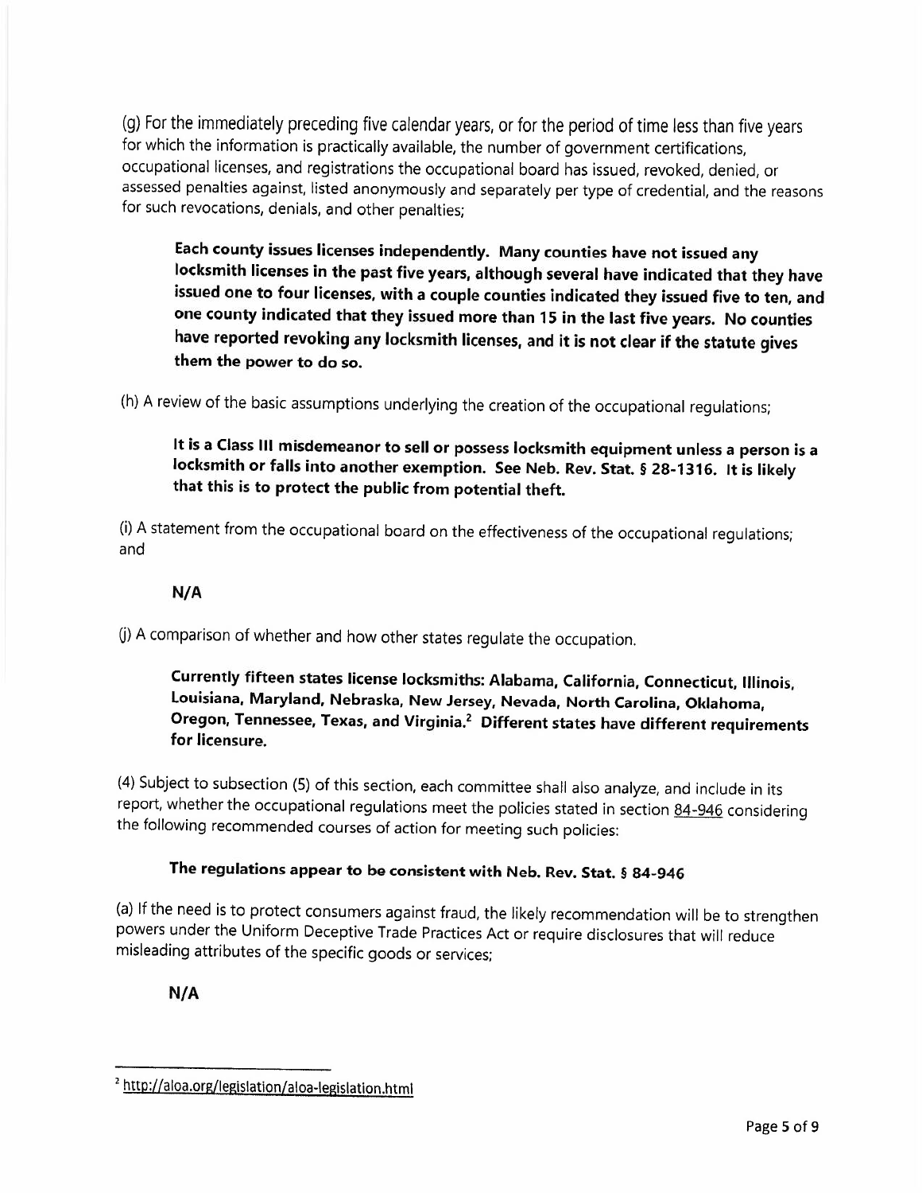(g) For the immediately preceding five calendar years, or for the period of time less than five years for which the information is practically available, the number of government certifications, occupational licenses, and registrations the occupational board has issued, revoked, denied, or assessed penalties against, listed anonymously and separately per type of credential, and the reasons for such revocations, denials, and other penalties;

> **Each county issues licenses independently. Many counties have not issued any locksmith licenses in the past five years, although several have indicated that they have issued one to four licenses, with a couple counties indicated they issued five to ten, and one county indicated that they issued more than 15 in the last five years. No counties have reported revoking any locksmith licenses, and it is not clear if the statute gives them the power to do so.**

(h) A review of the basic assumptions underlying the creation of the occupational regulations;

> **It is a Class III misdemeanor to sell or possess locksmith equipment unless a person is a locksmith or falls into another exemption. See Neb. Rev. Stat. § 28-1316. It is likely that this is to protect the public from potential theft.**

(i) A statement from the occupational board on the effectiveness of the occupational regulations; and

> **N/A**

(j) A comparison of whether and how other states regulate the occupation.

> **Currently fifteen states license locksmiths: Alabama, California, Connecticut, Illinois, Louisiana, Maryland, Nebraska, New Jersey, Nevada, North Carolina, Oklahoma, Oregon, Tennessee, Texas, and Virginia.[2] Different states have different requirements for licensure.**

(4) Subject to subsection (5) of this section, each committee shall also analyze, and include in its report, whether the occupational regulations meet the policies stated in section 84-946 considering the following recommended courses of action for meeting such policies:

> **The regulations appear to be consistent with Neb. Rev. Stat. § 84-946**

(a) If the need is to protect consumers against fraud, the likely recommendation will be to strengthen powers under the Uniform Deceptive Trade Practices Act or require disclosures that will reduce misleading attributes of the specific goods or services;

> **N/A**

---

[2] http://aloa.org/legislation/aloa-legislation.html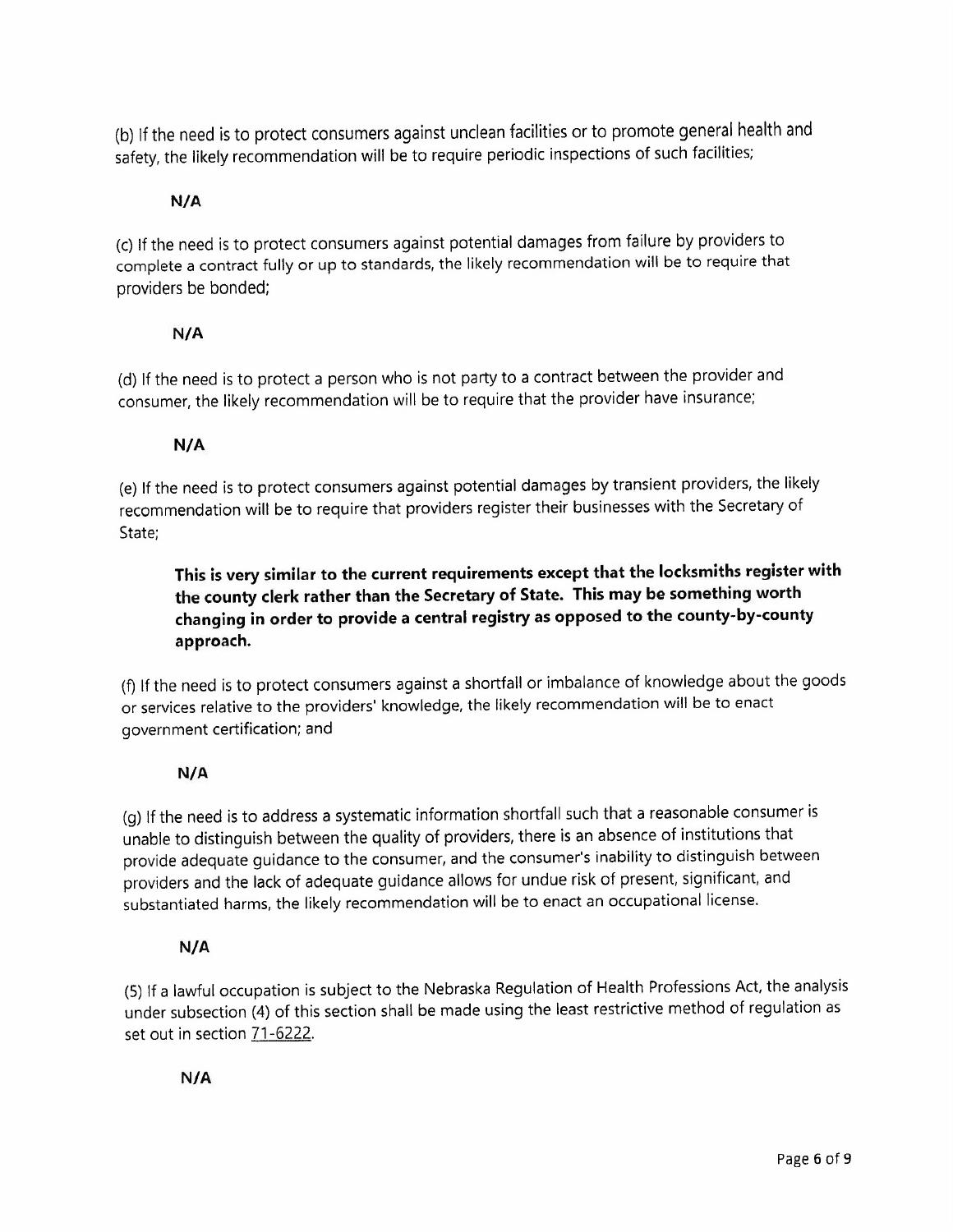(b) If the need is to protect consumers against unclean facilities or to promote general health and safety, the likely recommendation will be to require periodic inspections of such facilities;

**N/A**

(c) If the need is to protect consumers against potential damages from failure by providers to complete a contract fully or up to standards, the likely recommendation will be to require that providers be bonded;

**N/A**

(d) If the need is to protect a person who is not party to a contract between the provider and consumer, the likely recommendation will be to require that the provider have insurance;

**N/A**

(e) If the need is to protect consumers against potential damages by transient providers, the likely recommendation will be to require that providers register their businesses with the Secretary of State;

**This is very similar to the current requirements except that the locksmiths register with the county clerk rather than the Secretary of State. This may be something worth changing in order to provide a central registry as opposed to the county-by-county approach.**

(f) If the need is to protect consumers against a shortfall or imbalance of knowledge about the goods or services relative to the providers' knowledge, the likely recommendation will be to enact government certification; and

**N/A**

(g) If the need is to address a systematic information shortfall such that a reasonable consumer is unable to distinguish between the quality of providers, there is an absence of institutions that provide adequate guidance to the consumer, and the consumer's inability to distinguish between providers and the lack of adequate guidance allows for undue risk of present, significant, and substantiated harms, the likely recommendation will be to enact an occupational license.

**N/A**

(5) If a lawful occupation is subject to the Nebraska Regulation of Health Professions Act, the analysis under subsection (4) of this section shall be made using the least restrictive method of regulation as set out in section 71-6222.

**N/A**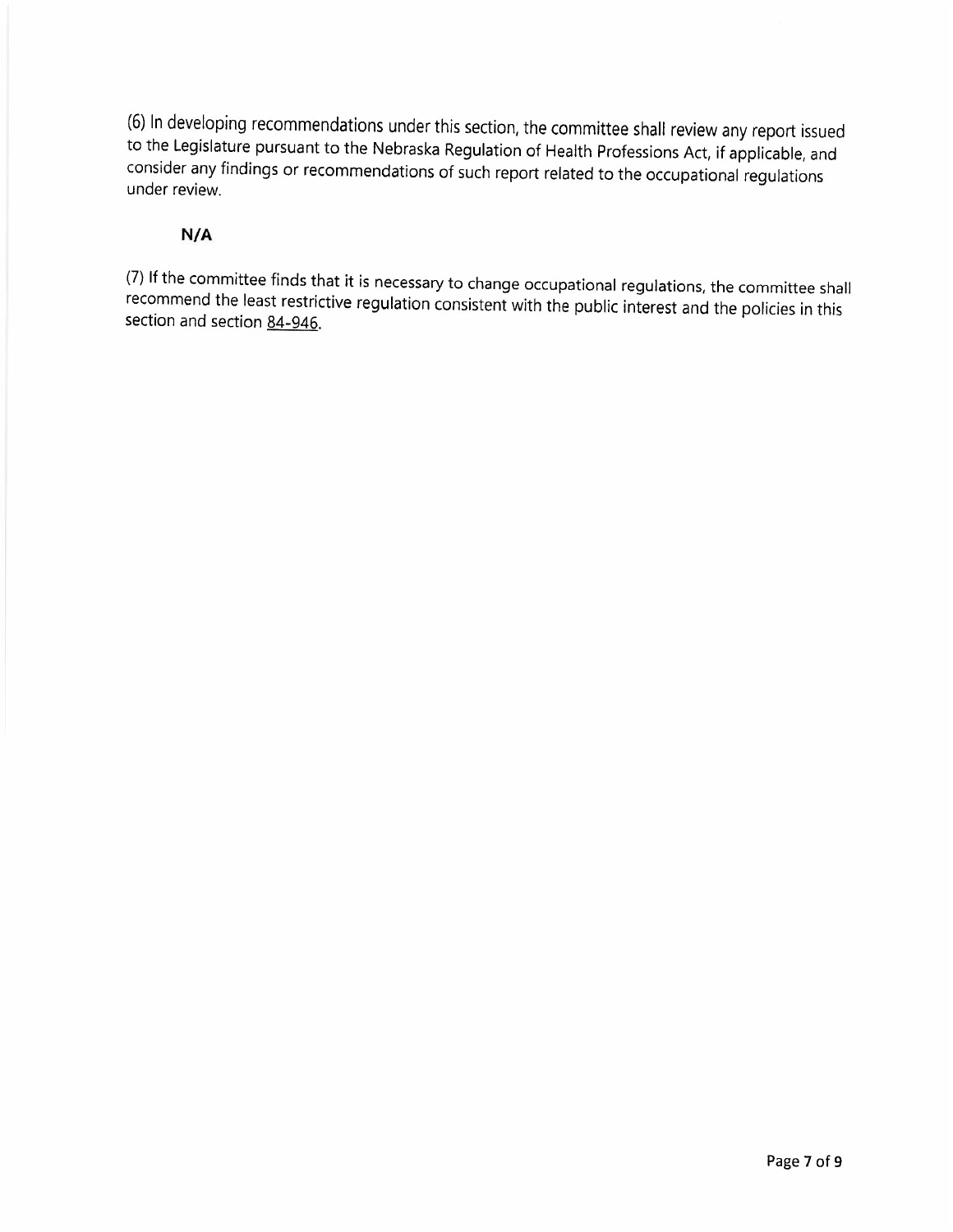(6) In developing recommendations under this section, the committee shall review any report issued to the Legislature pursuant to the Nebraska Regulation of Health Professions Act, if applicable, and consider any findings or recommendations of such report related to the occupational regulations under review.

**N/A**

(7) If the committee finds that it is necessary to change occupational regulations, the committee shall recommend the least restrictive regulation consistent with the public interest and the policies in this section and section 84-946.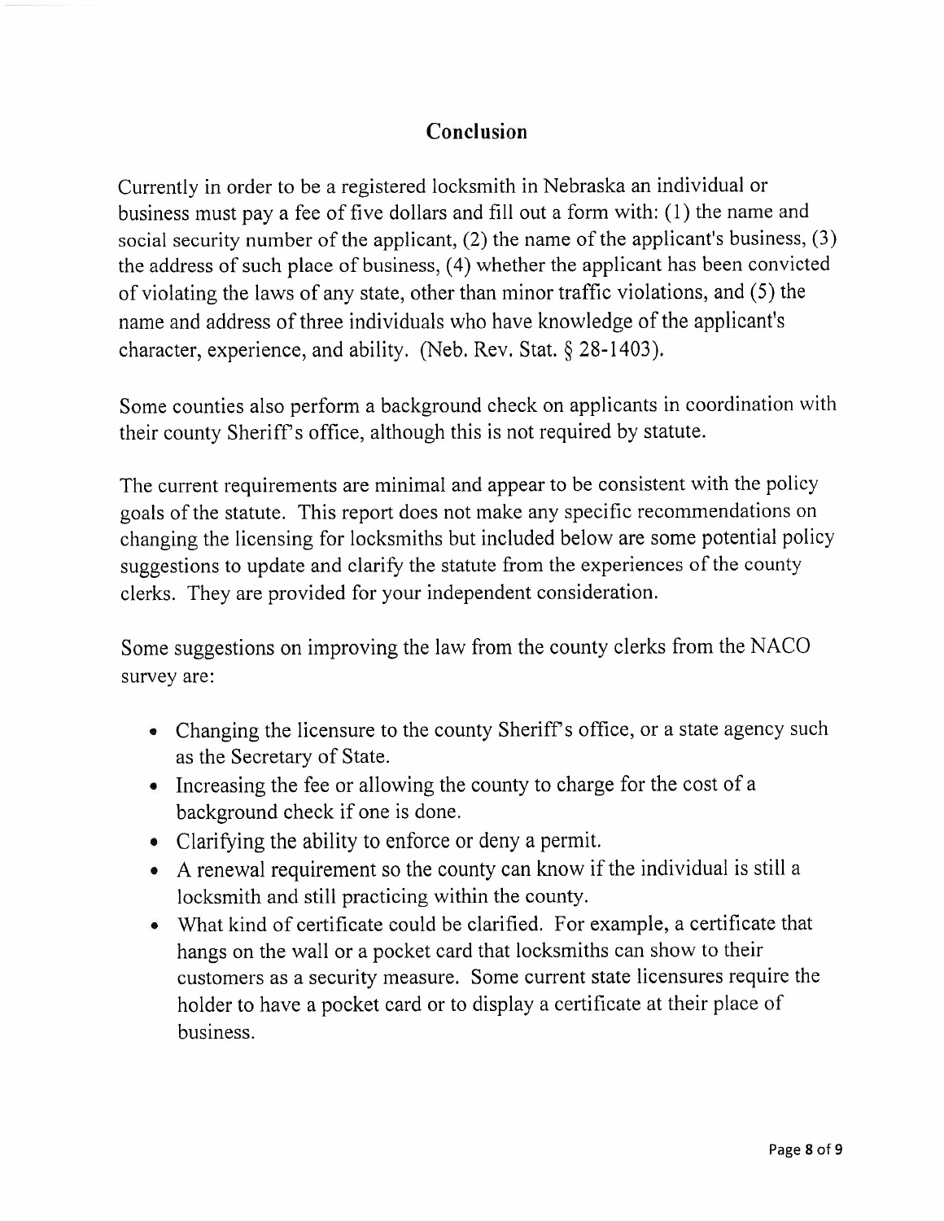## Conclusion

Currently in order to be a registered locksmith in Nebraska an individual or business must pay a fee of five dollars and fill out a form with: (1) the name and social security number of the applicant, (2) the name of the applicant's business, (3) the address of such place of business, (4) whether the applicant has been convicted of violating the laws of any state, other than minor traffic violations, and (5) the name and address of three individuals who have knowledge of the applicant's character, experience, and ability. (Neb. Rev. Stat. § 28-1403).

Some counties also perform a background check on applicants in coordination with their county Sheriff's office, although this is not required by statute.

The current requirements are minimal and appear to be consistent with the policy goals of the statute. This report does not make any specific recommendations on changing the licensing for locksmiths but included below are some potential policy suggestions to update and clarify the statute from the experiences of the county clerks. They are provided for your independent consideration.

Some suggestions on improving the law from the county clerks from the NACO survey are:

- Changing the licensure to the county Sheriff's office, or a state agency such as the Secretary of State.
- Increasing the fee or allowing the county to charge for the cost of a background check if one is done.
- Clarifying the ability to enforce or deny a permit.
- A renewal requirement so the county can know if the individual is still a locksmith and still practicing within the county.
- What kind of certificate could be clarified. For example, a certificate that hangs on the wall or a pocket card that locksmiths can show to their customers as a security measure. Some current state licensures require the holder to have a pocket card or to display a certificate at their place of business.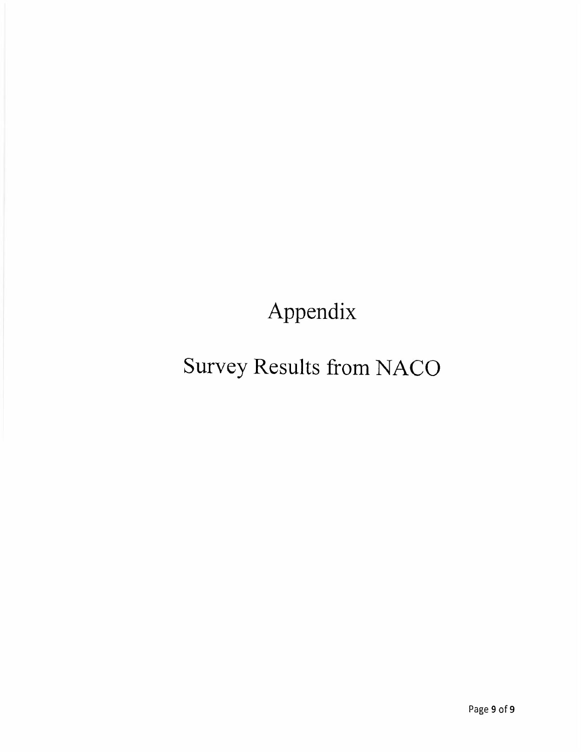# Appendix

# Survey Results from NACO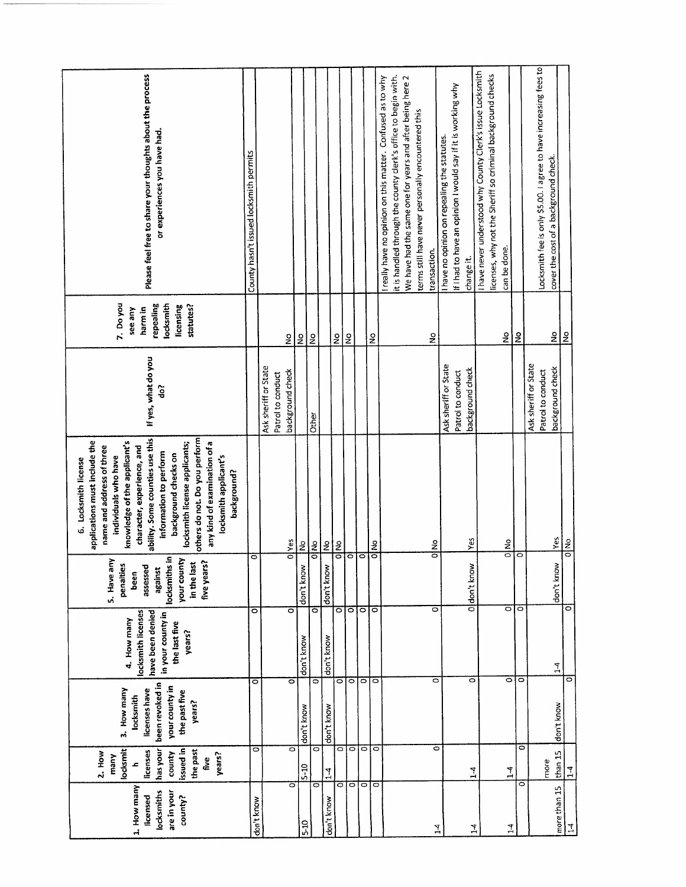| 1. How many licensed locksmiths are in your county? | 2. How many locksmith licenses has your county issued in the past five years? | 3. How many locksmith licenses have been revoked in your county in the past five years? | 4. How many locksmith licenses have been denied in your county in the last five years? | 5. Have any penalties been assessed against locksmiths in your county in the last five years? | 6. Locksmith license applications must include the name and address of three individuals who have knowledge of the applicant's character, experience, and ability. Some counties use this information to perform background checks on locksmith license applicants; others do not. Do you perform any kind of examination of a locksmith applicant's background? | If yes, what do you do? | 7. Do you see any harm in repealing locksmith licensing statutes? | Please feel free to share your thoughts about the process or experiences you have had. |
|---|---|---|---|---|---|---|---|---|
| don't know | 0 | 0 | 0 | 0 | | | | County hasn't issued locksmith permits |
| 0 | 0 | 0 | 0 | 0 | Yes | Ask sheriff or State Patrol to conduct background check | No | |
| 5-10 | 5-10 | don't know | don't know | don't know | No | | No | |
| 0 | 0 | 0 | 0 | 0 | No | Other | No | |
| don't know | 1-4 | don't know | don't know | don't know | No | | | |
| 0 | 0 | 0 | 0 | 0 | No | | No | |
| 0 | 0 | 0 | 0 | 0 | | | No | |
| 0 | 0 | 0 | 0 | 0 | | | | |
| 0 | 0 | 0 | 0 | 0 | No | | No | |
| 1-4 | 0 | 0 | 0 | 0 | No | | No | I really have no opinion on this matter. Confused as to why it is handled through the county clerk's office to begin with. We have had the same one for years and after being here 2 terms still have never personally encountered this transaction. |
| 1-4 | 1-4 | 0 | 0 | don't know | Yes | Ask sheriff or State Patrol to conduct background check | | I have no opinion on repealing the statutes. If I had to have an opinion I would say if it is working why change it. |
| 1-4 | 1-4 | 0 | 0 | 0 | No | | No | I have never understood why County Clerk's issue Locksmith licenses, why not the Sheriff so criminal background checks can be done. |
| 0 | 0 | 0 | 0 | 0 | | | No | |
| more than 15 | more than 15 | don't know | 1-4 | don't know | Yes | Ask sheriff or State Patrol to conduct background check | No | Locksmith fee is only $5.00. I agree to have increasing fees to cover the cost of a background check. |
| 1-4 | 1-4 | 0 | 0 | 0 | No | | No | |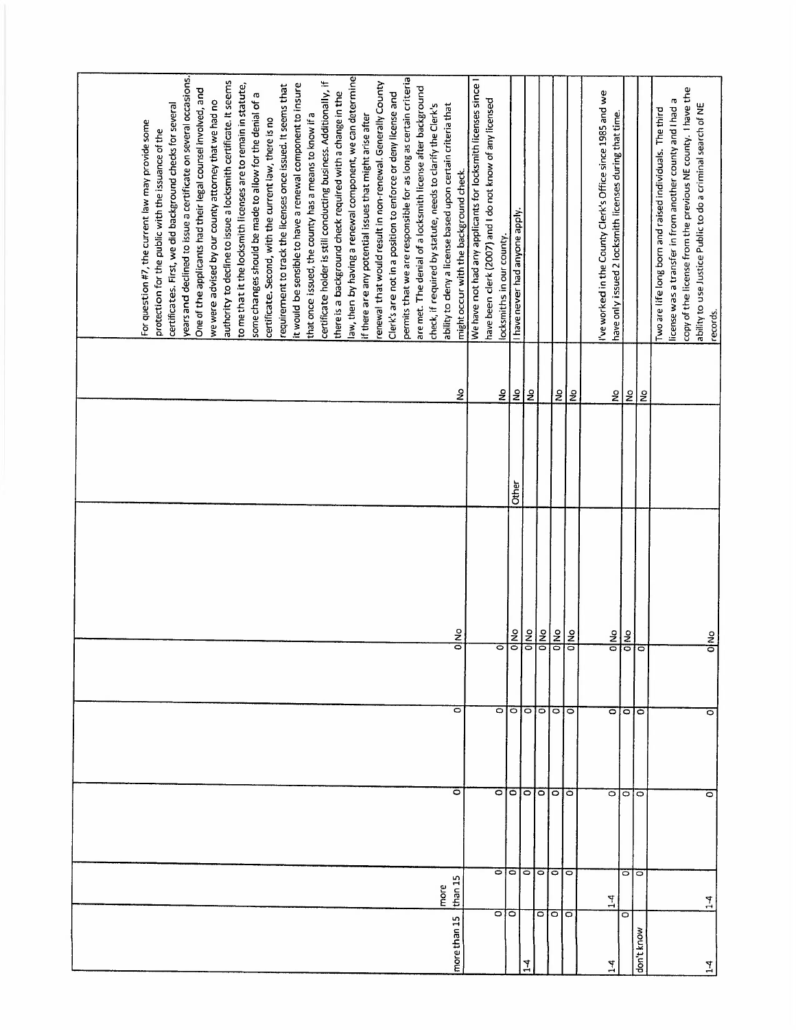| | | | | | | | | |
|---|---|---|---|---|---|---|---|---|
| more than 15 | more than 15 | 0 | 0 | 0 | No | | No | For question #7, the current law may provide some protection for the public with the issuance of the certificates. First, we did background checks for several years and declined to issue a certificate on several occasions. One of the applicants had their legal counsel involved, and we were advised by our county attorney that we had no authority to decline to issue a locksmith certificate. It seems to me that it the locksmith licenses are to remain in statute, some changes should be made to allow for the denial of a certificate. Second, with the current law, there is no requirement to track the licenses once issued. It seems that it would be sensible to have a renewal component to insure that once issued, the county has a means to know if a certificate holder is still conducting business. Additionally, if there is a background check required with a change in the law, then by having a renewal component, we can determine if there are any potential issues that might arise after renewal that would result in non-renewal. Generally County Clerk's are not in a position to enforce or deny license and permits that we are responsible for as long as certain criteria are met. The denial of a locksmith license after background check, if required by statute, needs to clarify the Clerk's ability to deny a license based upon certain criteria that might occur with the background check. |
| 0 | 0 | 0 | 0 | 0 | | | No | We have not had any applicants for locksmith licenses since I have been clerk (2007) and I do not know of any licensed locksmiths in our county. |
| 0 | 0 | 0 | 0 | 0 | No | Other | No | I have never had anyone apply. |
| 1-4 | 0 | 0 | 0 | 0 | No | | No | |
| 0 | 0 | 0 | 0 | 0 | No | | | |
| 0 | 0 | 0 | 0 | 0 | No | | No | |
| 0 | 0 | 0 | 0 | 0 | No | | No | |
| 1-4 | 1-4 | 0 | 0 | 0 | No | | No | I've worked in the County Clerk's Office since 1985 and we have only issued 2 locksmith licenses during that time. |
| 0 | 0 | 0 | 0 | 0 | No | | No | |
| don't know | 0 | 0 | 0 | 0 | | | No | |
| 1-4 | 1-4 | 0 | 0 | 0 | No | | | Two are life long born and raised individuals. The third license was a transfer in from another county and I had a copy of the license from the previous NE county. I have the ability to use Justice Public to do a criminal search of NE records. |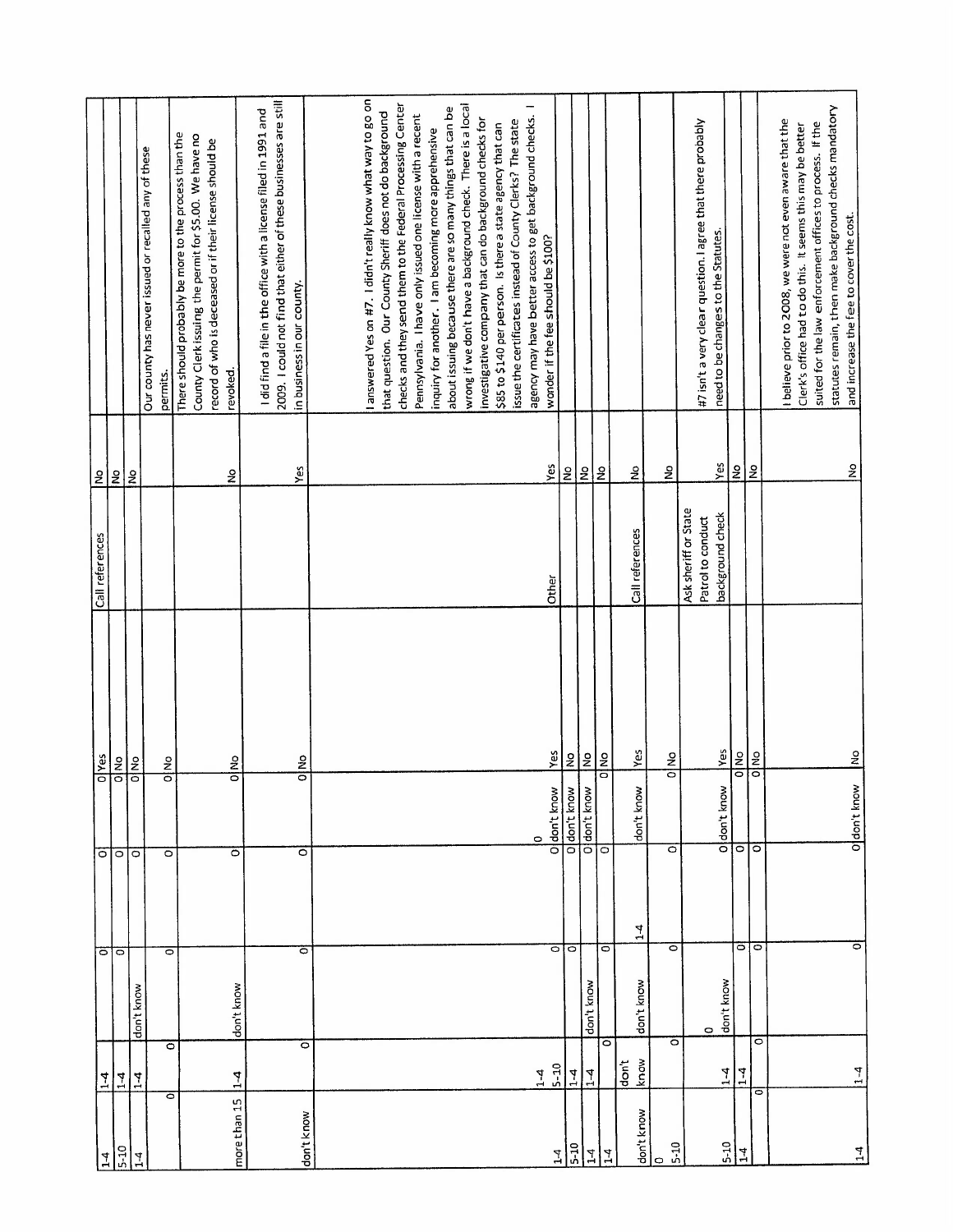| | | | | | | | | | | | |
|---|---|---|---|---|---|---|---|---|---|---|---|
| 1-4 | 1-4 | | 0 | | 0 | | 0 | Yes | Call references | No | |
| 5-10 | 1-4 | | 0 | | 0 | | 0 | No | | No | |
| 1-4 | 1-4 | don't know | 0 | | 0 | | 0 | No | | No | |
| 0 | 0 | | 0 | | 0 | | 0 | No | | | Our county has never issued or recalled any of these permits. |
| more than 15 | 1-4 | don't know | 0 | | 0 | | 0 | No | | No | There should probably be more to the process than the County Clerk issuing the permit for $5.00. We have no record of who is deceased or if their license should be revoked. |
| don't know | 0 | | 0 | | 0 | | 0 | No | | Yes | I did find a file in the office with a license filed in 1991 and 2009. I could not find that either of these businesses are still in business in our county. |
| 1-4 | 1-4 5-10 | | 0 | | 0 | don't know | | Yes | Other | Yes | I answered Yes on #7. I didn't really know what way to go on that question. Our County Sheriff does not do background checks and they send them to the Federal Processing Center Pennsylvania. I have only issued one license with a recent inquiry for another. I am becoming more apprehensive about issuing because there are so many things that can be wrong if we don't have a background check. There is a local investigative company that can do background checks for $85 to $140 per person. Is there a state agency that can issue the certificates instead of County Clerks? The state agency may have better access to get background checks. I wonder if the fee should be $100? |
| 5-10 | 1-4 | | 0 | | 0 | don't know | | No | | No | |
| 1-4 | 1-4 | don't know | | | 0 | don't know | | No | | No | |
| 1-4 | 0 | | 0 | | 0 | | 0 | No | | No | |
| don't know | don't know | don't know | | 1-4 | | don't know | | Yes | Call references | No | |
| 0 5-10 | 0 | | 0 | | 0 | | 0 | No | | No | |
| 5-10 | 1-4 | 0 don't know | | | 0 | don't know | | Yes | Ask sheriff or State Patrol to conduct background check | Yes | #7 isn't a very clear question. I agree that there probably need to be changes to the Statutes. |
| 1-4 | 1-4 | | 0 | | 0 | | 0 | No | | No | |
| 0 | 0 | | 0 | | 0 | | 0 | No | | No | |
| 1-4 | 1-4 | | 0 | | 0 | don't know | | No | | No | I believe prior to 2008, we were not even aware that the Clerk's office had to do this. It seems this may be better suited for the law enforcement offices to process. If the statutes remain, then make background checks mandatory and increase the fee to cover the cost. |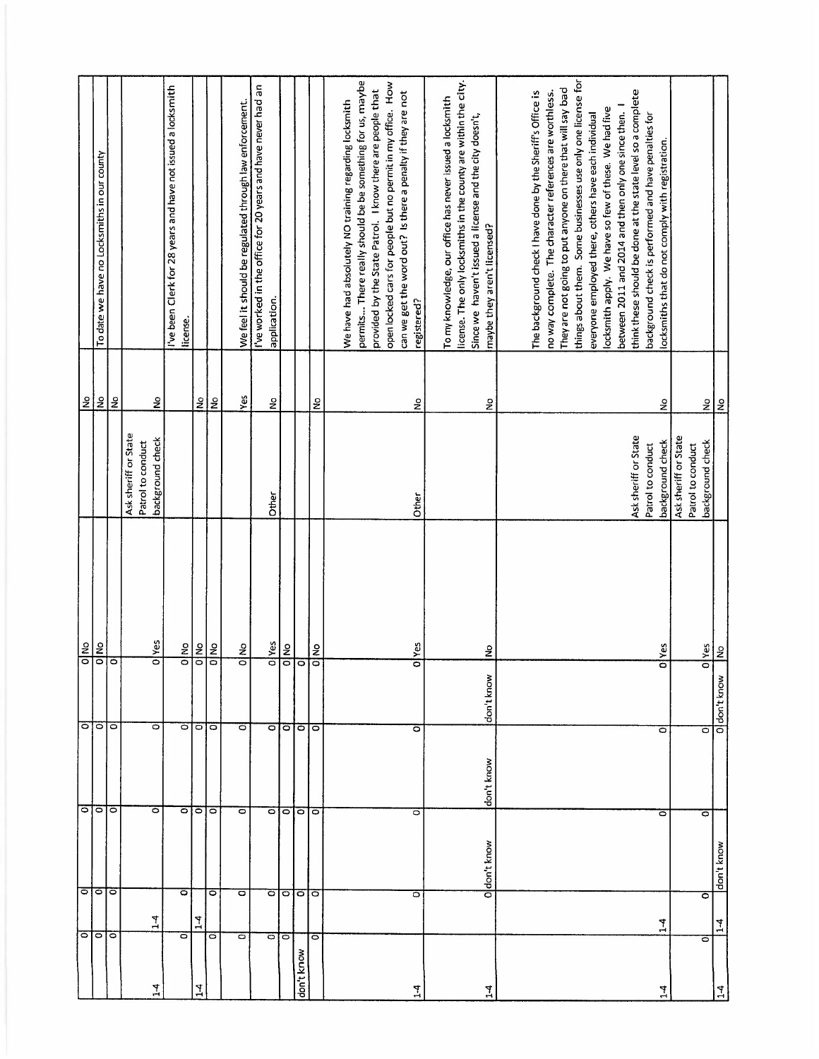| | | | | | | | | | |
|---|---|---|---|---|---|---|---|---|---|
| 0 | 0 | 0 | 0 | 0 | No | | | No | |
| 0 | 0 | 0 | 0 | 0 | No | | | No | To date we have no Locksmiths in our county |
| 0 | 0 | 0 | 0 | 0 | | | | No | |
| 1-4 | 1-4 | 0 | 0 | 0 | Yes | | Ask sheriff or State Patrol to conduct background check | No | |
| 0 | 0 | 0 | 0 | 0 | No | | | | I've been Clerk for 28 years and have not issued a locksmith license. |
| 1-4 | 1-4 | 0 | 0 | 0 | No | | | No | |
| 0 | 0 | 0 | 0 | 0 | No | | | No | |
| 0 | 0 | 0 | 0 | 0 | No | | | Yes | We feel it should be regulated through law enforcement. |
| 0 | 0 | 0 | 0 | 0 | Yes | | Other | No | I've worked in the office for 20 years and have never had an application. |
| 0 | 0 | 0 | 0 | 0 | No | | | | |
| don't know | 0 | 0 | 0 | 0 | | | | | |
| 0 | 0 | 0 | 0 | 0 | No | | | No | |
| 1-4 | 0 | 0 | 0 | 0 | Yes | | Other | No | We have had absolutely NO training regarding locksmith permits... There really should be be something for us, maybe provided by the State Patrol. I know there are people that open locked cars for people but no permit in my office. How can we get the word out? Is there a penalty if they are not registered? |
| 1-4 | 0 | don't know | don't know | don't know | No | | | No | To my knowledge, our office has never issued a locksmith license. The only locksmiths in the county are within the city. Since we haven't issued a license and the city doesn't, maybe they aren't licensed? |
| 1-4 | 1-4 | 0 | 0 | 0 | Yes | | Ask sheriff or State Patrol to conduct background check | No | The background check I have done by the Sheriff's Office is no way complete. The character references are worthless. They are not going to put anyone on there that will say bad things about them. Some businesses use only one license for everyone employed there, others have each individual locksmith apply. We have so few of these. We had five between 2011 and 2014 and then only one since then. I think these should be done at the state level so a complete background check is performed and have penalties for locksmiths that do not comply with registration. |
| 0 | 0 | 0 | 0 | 0 | Yes | | Ask sheriff or State Patrol to conduct background check | No | |
| 1-4 | 1-4 | don't know | 0 | don't know | No | | | No | |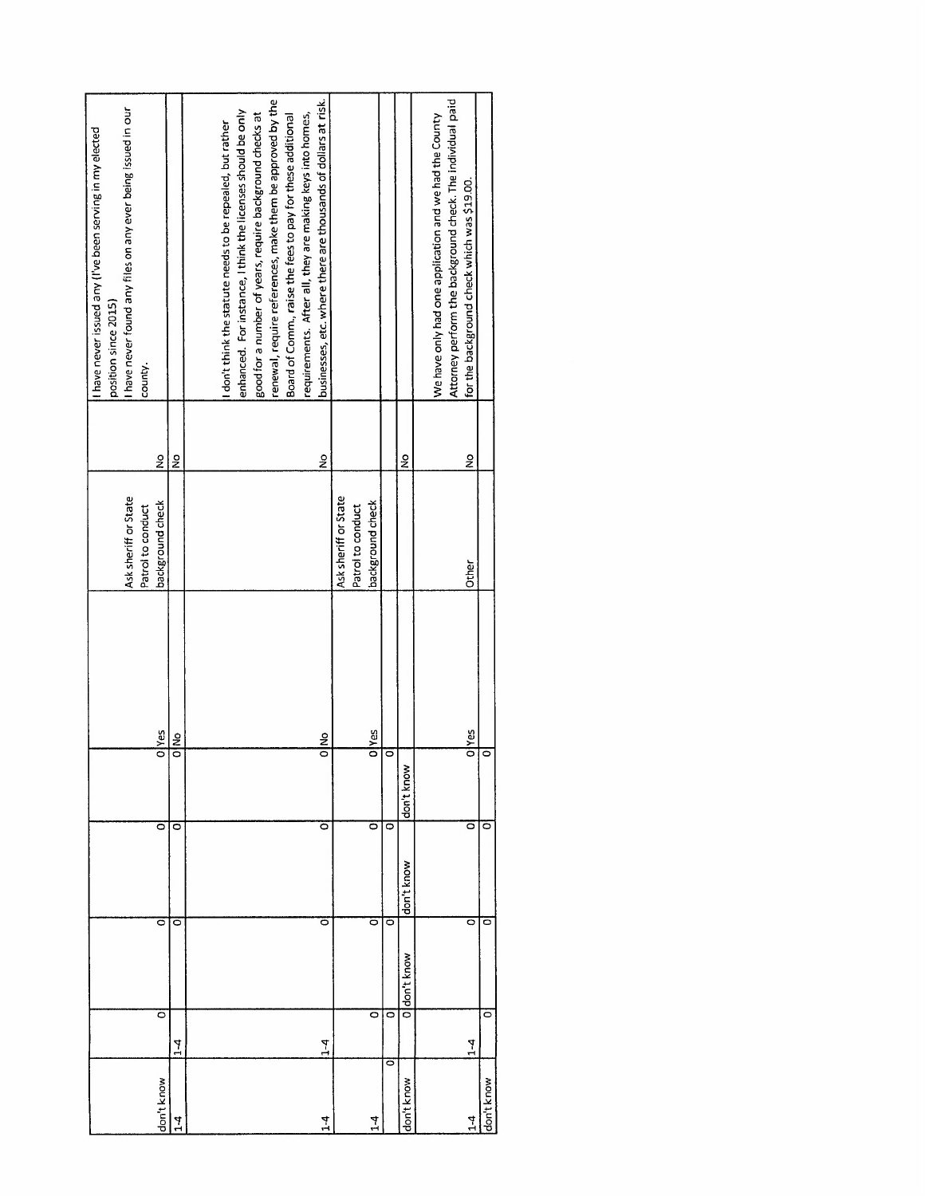| | | | | | | | | |
|---|---|---|---|---|---|---|---|---|
| don't know | 0 | 0 | 0 | 0 | Yes | Ask sheriff or State Patrol to conduct background check | No | I have never issued any (I've been serving in my elected position since 2015) I have never found any files on any ever being issued in our county. |
| 1-4 | 1-4 | 0 | 0 | 0 | No | | No | |
| 1-4 | 1-4 | 0 | 0 | 0 | No | | No | I don't think the statute needs to be repealed, but rather enhanced. For instance, I think the licenses should be only good for a number of years, require background checks at renewal, require references, make them be approved by the Board of Comm., raise the fees to pay for these additional requirements. After all, they are making keys into homes, businesses, etc. where there are thousands of dollars at risk. |
| 1-4 | 0 | 0 | 0 | 0 | Yes | Ask sheriff or State Patrol to conduct background check | | |
| 0 | 0 | 0 | 0 | 0 | | | | |
| don't know | 0 | don't know | don't know | don't know | | | No | |
| 1-4 | 1-4 | 0 | 0 | 0 | Yes | Other | No | We have only had one application and we had the County Attorney perform the background check. The individual paid for the background check which was $19.00. |
| don't know | 0 | 0 | 0 | 0 | | | | |